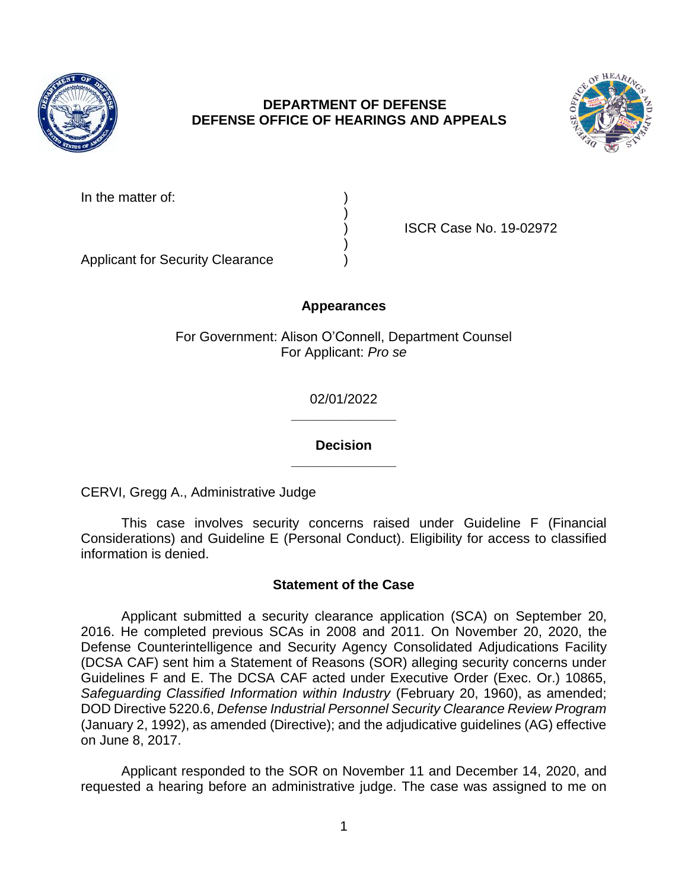**DEPARTMENT OF DEFENSE**
**DEFENSE OFFICE OF HEARINGS AND APPEALS**

In the matter of: )
)
) ISCR Case No. 19-02972
)
Applicant for Security Clearance )

## Appearances

For Government: Alison O'Connell, Department Counsel
For Applicant: *Pro se*

02/01/2022

______________

## Decision

______________

CERVI, Gregg A., Administrative Judge

This case involves security concerns raised under Guideline F (Financial Considerations) and Guideline E (Personal Conduct). Eligibility for access to classified information is denied.

## Statement of the Case

Applicant submitted a security clearance application (SCA) on September 20, 2016. He completed previous SCAs in 2008 and 2011. On November 20, 2020, the Defense Counterintelligence and Security Agency Consolidated Adjudications Facility (DCSA CAF) sent him a Statement of Reasons (SOR) alleging security concerns under Guidelines F and E. The DCSA CAF acted under Executive Order (Exec. Or.) 10865, *Safeguarding Classified Information within Industry* (February 20, 1960), as amended; DOD Directive 5220.6, *Defense Industrial Personnel Security Clearance Review Program* (January 2, 1992), as amended (Directive); and the adjudicative guidelines (AG) effective on June 8, 2017.

Applicant responded to the SOR on November 11 and December 14, 2020, and requested a hearing before an administrative judge. The case was assigned to me on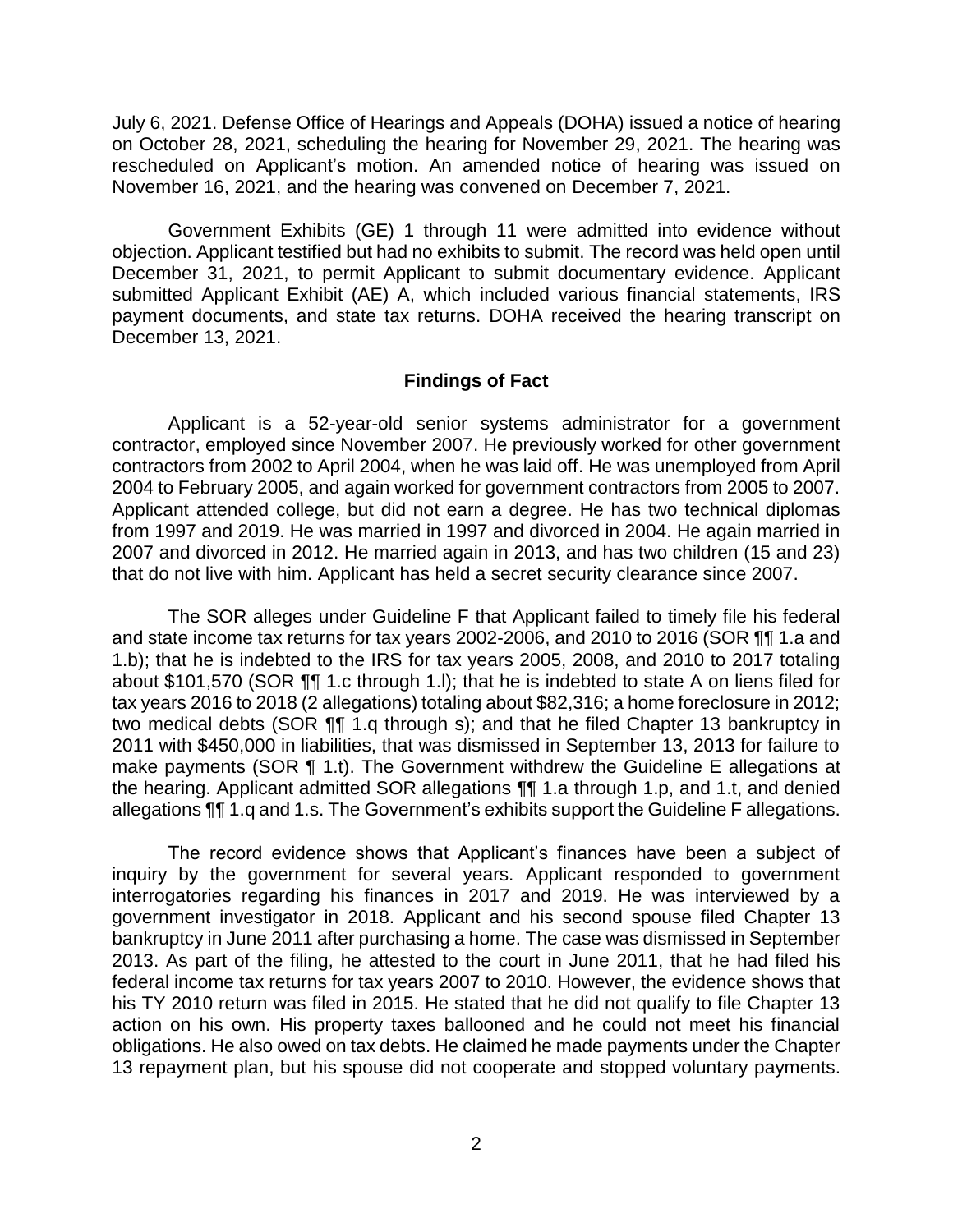July 6, 2021. Defense Office of Hearings and Appeals (DOHA) issued a notice of hearing on October 28, 2021, scheduling the hearing for November 29, 2021. The hearing was rescheduled on Applicant's motion. An amended notice of hearing was issued on November 16, 2021, and the hearing was convened on December 7, 2021.

Government Exhibits (GE) 1 through 11 were admitted into evidence without objection. Applicant testified but had no exhibits to submit. The record was held open until December 31, 2021, to permit Applicant to submit documentary evidence. Applicant submitted Applicant Exhibit (AE) A, which included various financial statements, IRS payment documents, and state tax returns. DOHA received the hearing transcript on December 13, 2021.

## Findings of Fact

Applicant is a 52-year-old senior systems administrator for a government contractor, employed since November 2007. He previously worked for other government contractors from 2002 to April 2004, when he was laid off. He was unemployed from April 2004 to February 2005, and again worked for government contractors from 2005 to 2007. Applicant attended college, but did not earn a degree. He has two technical diplomas from 1997 and 2019. He was married in 1997 and divorced in 2004. He again married in 2007 and divorced in 2012. He married again in 2013, and has two children (15 and 23) that do not live with him. Applicant has held a secret security clearance since 2007.

The SOR alleges under Guideline F that Applicant failed to timely file his federal and state income tax returns for tax years 2002-2006, and 2010 to 2016 (SOR ¶¶ 1.a and 1.b); that he is indebted to the IRS for tax years 2005, 2008, and 2010 to 2017 totaling about $101,570 (SOR ¶¶ 1.c through 1.l); that he is indebted to state A on liens filed for tax years 2016 to 2018 (2 allegations) totaling about $82,316; a home foreclosure in 2012; two medical debts (SOR ¶¶ 1.q through s); and that he filed Chapter 13 bankruptcy in 2011 with $450,000 in liabilities, that was dismissed in September 13, 2013 for failure to make payments (SOR ¶ 1.t). The Government withdrew the Guideline E allegations at the hearing. Applicant admitted SOR allegations ¶¶ 1.a through 1.p, and 1.t, and denied allegations ¶¶ 1.q and 1.s. The Government's exhibits support the Guideline F allegations.

The record evidence shows that Applicant's finances have been a subject of inquiry by the government for several years. Applicant responded to government interrogatories regarding his finances in 2017 and 2019. He was interviewed by a government investigator in 2018. Applicant and his second spouse filed Chapter 13 bankruptcy in June 2011 after purchasing a home. The case was dismissed in September 2013. As part of the filing, he attested to the court in June 2011, that he had filed his federal income tax returns for tax years 2007 to 2010. However, the evidence shows that his TY 2010 return was filed in 2015. He stated that he did not qualify to file Chapter 13 action on his own. His property taxes ballooned and he could not meet his financial obligations. He also owed on tax debts. He claimed he made payments under the Chapter 13 repayment plan, but his spouse did not cooperate and stopped voluntary payments.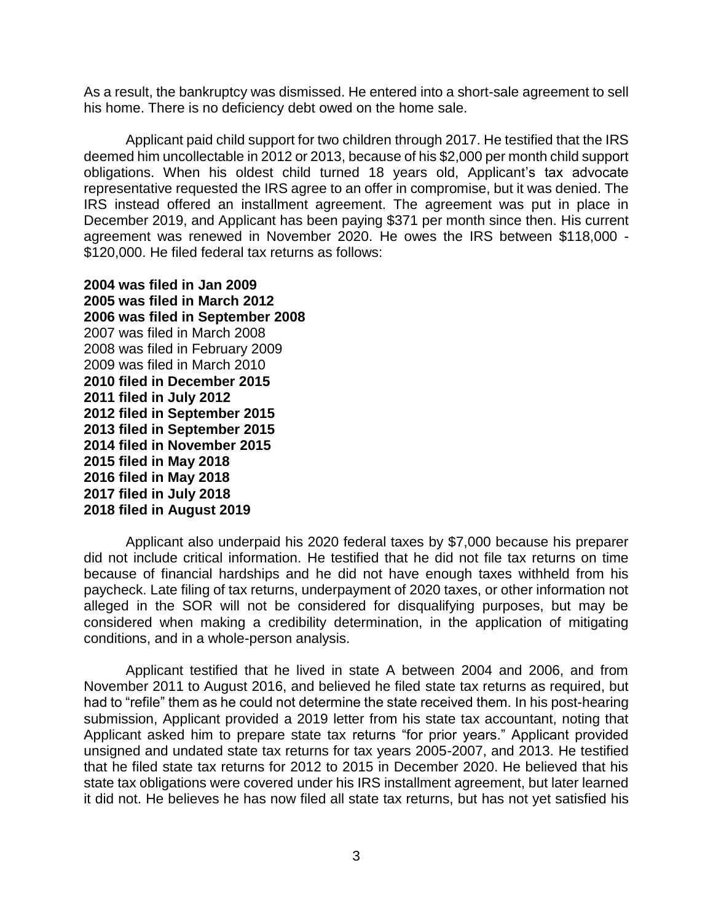As a result, the bankruptcy was dismissed. He entered into a short-sale agreement to sell his home. There is no deficiency debt owed on the home sale.

Applicant paid child support for two children through 2017. He testified that the IRS deemed him uncollectable in 2012 or 2013, because of his $2,000 per month child support obligations. When his oldest child turned 18 years old, Applicant's tax advocate representative requested the IRS agree to an offer in compromise, but it was denied. The IRS instead offered an installment agreement. The agreement was put in place in December 2019, and Applicant has been paying $371 per month since then. His current agreement was renewed in November 2020. He owes the IRS between $118,000 - $120,000. He filed federal tax returns as follows:

**2004 was filed in Jan 2009**
**2005 was filed in March 2012**
**2006 was filed in September 2008**
2007 was filed in March 2008
2008 was filed in February 2009
2009 was filed in March 2010
**2010 filed in December 2015**
**2011 filed in July 2012**
**2012 filed in September 2015**
**2013 filed in September 2015**
**2014 filed in November 2015**
**2015 filed in May 2018**
**2016 filed in May 2018**
**2017 filed in July 2018**
**2018 filed in August 2019**

Applicant also underpaid his 2020 federal taxes by $7,000 because his preparer did not include critical information. He testified that he did not file tax returns on time because of financial hardships and he did not have enough taxes withheld from his paycheck. Late filing of tax returns, underpayment of 2020 taxes, or other information not alleged in the SOR will not be considered for disqualifying purposes, but may be considered when making a credibility determination, in the application of mitigating conditions, and in a whole-person analysis.

Applicant testified that he lived in state A between 2004 and 2006, and from November 2011 to August 2016, and believed he filed state tax returns as required, but had to "refile" them as he could not determine the state received them. In his post-hearing submission, Applicant provided a 2019 letter from his state tax accountant, noting that Applicant asked him to prepare state tax returns "for prior years." Applicant provided unsigned and undated state tax returns for tax years 2005-2007, and 2013. He testified that he filed state tax returns for 2012 to 2015 in December 2020. He believed that his state tax obligations were covered under his IRS installment agreement, but later learned it did not. He believes he has now filed all state tax returns, but has not yet satisfied his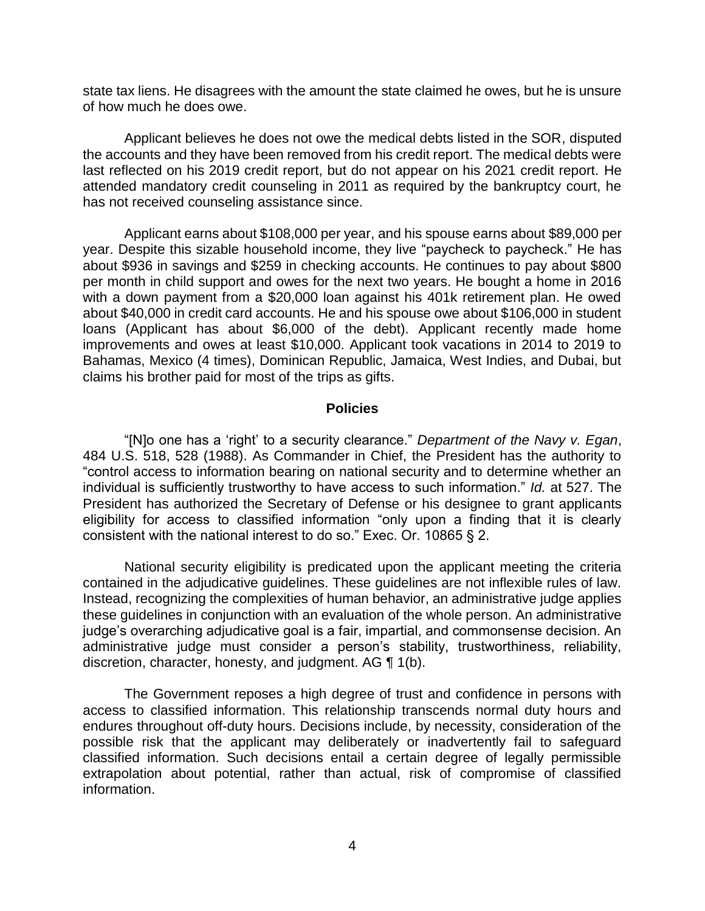state tax liens. He disagrees with the amount the state claimed he owes, but he is unsure of how much he does owe.

Applicant believes he does not owe the medical debts listed in the SOR, disputed the accounts and they have been removed from his credit report. The medical debts were last reflected on his 2019 credit report, but do not appear on his 2021 credit report. He attended mandatory credit counseling in 2011 as required by the bankruptcy court, he has not received counseling assistance since.

Applicant earns about $108,000 per year, and his spouse earns about $89,000 per year. Despite this sizable household income, they live "paycheck to paycheck." He has about $936 in savings and $259 in checking accounts. He continues to pay about $800 per month in child support and owes for the next two years. He bought a home in 2016 with a down payment from a $20,000 loan against his 401k retirement plan. He owed about $40,000 in credit card accounts. He and his spouse owe about $106,000 in student loans (Applicant has about $6,000 of the debt). Applicant recently made home improvements and owes at least $10,000. Applicant took vacations in 2014 to 2019 to Bahamas, Mexico (4 times), Dominican Republic, Jamaica, West Indies, and Dubai, but claims his brother paid for most of the trips as gifts.

## Policies

"[N]o one has a 'right' to a security clearance." *Department of the Navy v. Egan*, 484 U.S. 518, 528 (1988). As Commander in Chief, the President has the authority to "control access to information bearing on national security and to determine whether an individual is sufficiently trustworthy to have access to such information." *Id.* at 527. The President has authorized the Secretary of Defense or his designee to grant applicants eligibility for access to classified information "only upon a finding that it is clearly consistent with the national interest to do so." Exec. Or. 10865 § 2.

National security eligibility is predicated upon the applicant meeting the criteria contained in the adjudicative guidelines. These guidelines are not inflexible rules of law. Instead, recognizing the complexities of human behavior, an administrative judge applies these guidelines in conjunction with an evaluation of the whole person. An administrative judge's overarching adjudicative goal is a fair, impartial, and commonsense decision. An administrative judge must consider a person's stability, trustworthiness, reliability, discretion, character, honesty, and judgment. AG ¶ 1(b).

The Government reposes a high degree of trust and confidence in persons with access to classified information. This relationship transcends normal duty hours and endures throughout off-duty hours. Decisions include, by necessity, consideration of the possible risk that the applicant may deliberately or inadvertently fail to safeguard classified information. Such decisions entail a certain degree of legally permissible extrapolation about potential, rather than actual, risk of compromise of classified information.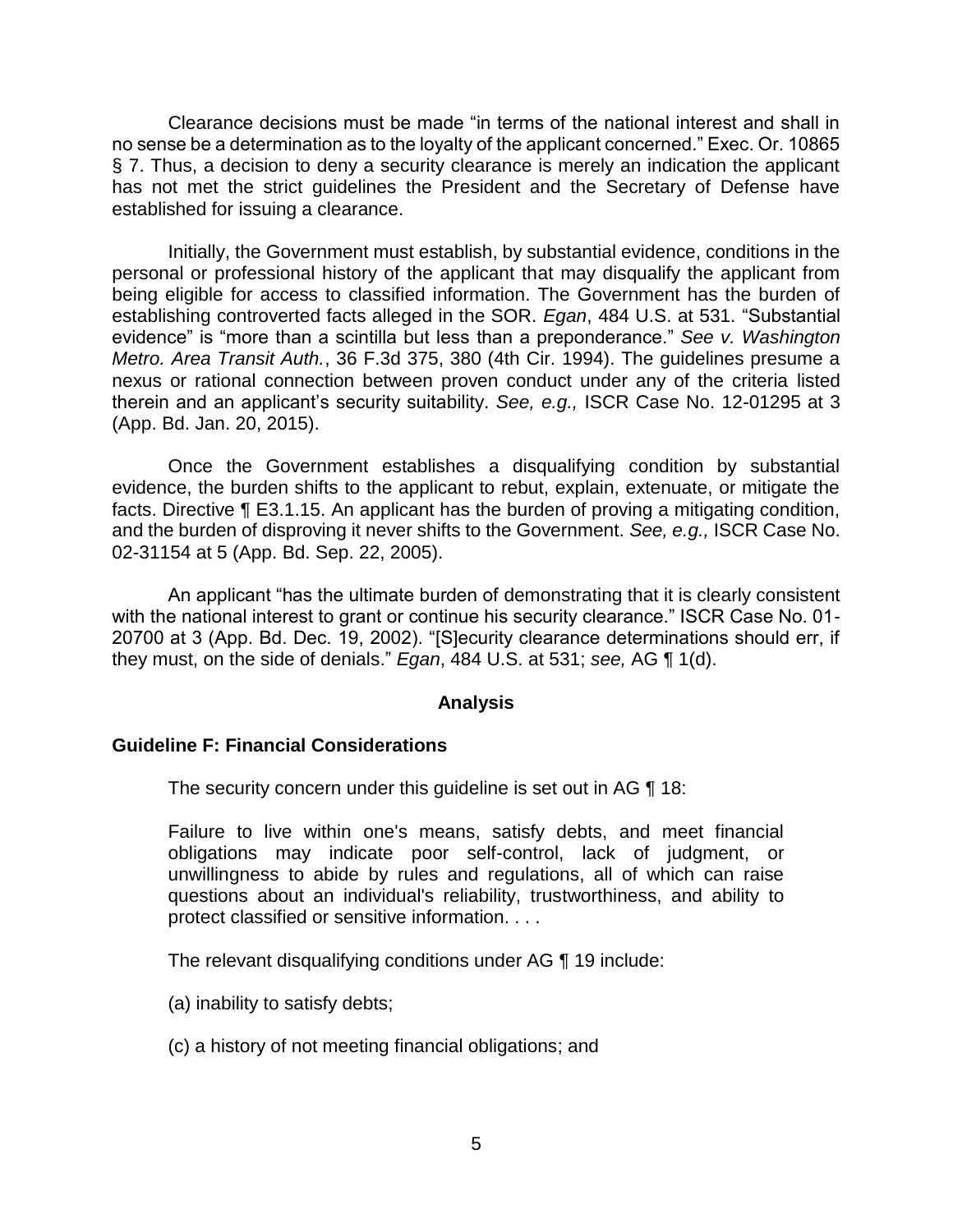Clearance decisions must be made "in terms of the national interest and shall in no sense be a determination as to the loyalty of the applicant concerned." Exec. Or. 10865 § 7. Thus, a decision to deny a security clearance is merely an indication the applicant has not met the strict guidelines the President and the Secretary of Defense have established for issuing a clearance.

Initially, the Government must establish, by substantial evidence, conditions in the personal or professional history of the applicant that may disqualify the applicant from being eligible for access to classified information. The Government has the burden of establishing controverted facts alleged in the SOR. *Egan*, 484 U.S. at 531. "Substantial evidence" is "more than a scintilla but less than a preponderance." *See v. Washington Metro. Area Transit Auth.*, 36 F.3d 375, 380 (4th Cir. 1994). The guidelines presume a nexus or rational connection between proven conduct under any of the criteria listed therein and an applicant's security suitability. *See, e.g.,* ISCR Case No. 12-01295 at 3 (App. Bd. Jan. 20, 2015).

Once the Government establishes a disqualifying condition by substantial evidence, the burden shifts to the applicant to rebut, explain, extenuate, or mitigate the facts. Directive ¶ E3.1.15. An applicant has the burden of proving a mitigating condition, and the burden of disproving it never shifts to the Government. *See, e.g.,* ISCR Case No. 02-31154 at 5 (App. Bd. Sep. 22, 2005).

An applicant "has the ultimate burden of demonstrating that it is clearly consistent with the national interest to grant or continue his security clearance." ISCR Case No. 01-20700 at 3 (App. Bd. Dec. 19, 2002). "[S]ecurity clearance determinations should err, if they must, on the side of denials." *Egan*, 484 U.S. at 531; *see,* AG ¶ 1(d).

## Analysis

### Guideline F: Financial Considerations

The security concern under this guideline is set out in AG ¶ 18:

> Failure to live within one's means, satisfy debts, and meet financial obligations may indicate poor self-control, lack of judgment, or unwillingness to abide by rules and regulations, all of which can raise questions about an individual's reliability, trustworthiness, and ability to protect classified or sensitive information. . . .

The relevant disqualifying conditions under AG ¶ 19 include:

(a) inability to satisfy debts;

(c) a history of not meeting financial obligations; and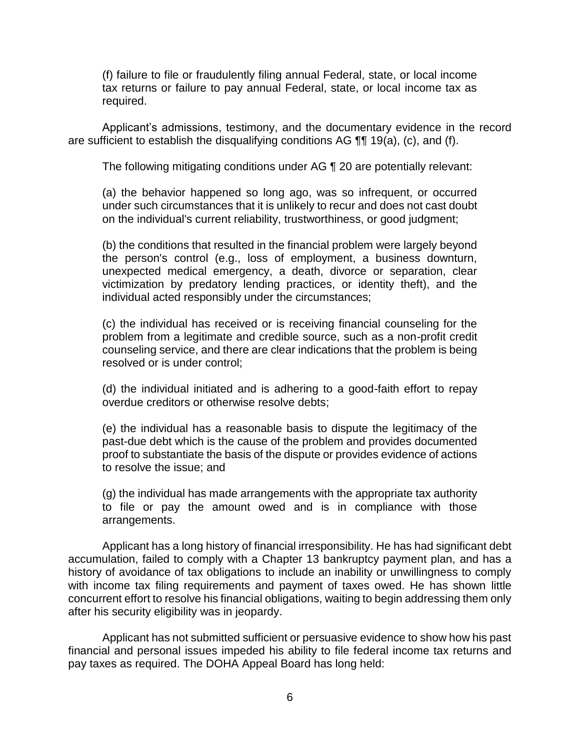(f) failure to file or fraudulently filing annual Federal, state, or local income tax returns or failure to pay annual Federal, state, or local income tax as required.

Applicant's admissions, testimony, and the documentary evidence in the record are sufficient to establish the disqualifying conditions AG ¶¶ 19(a), (c), and (f).

The following mitigating conditions under AG ¶ 20 are potentially relevant:

(a) the behavior happened so long ago, was so infrequent, or occurred under such circumstances that it is unlikely to recur and does not cast doubt on the individual's current reliability, trustworthiness, or good judgment;

(b) the conditions that resulted in the financial problem were largely beyond the person's control (e.g., loss of employment, a business downturn, unexpected medical emergency, a death, divorce or separation, clear victimization by predatory lending practices, or identity theft), and the individual acted responsibly under the circumstances;

(c) the individual has received or is receiving financial counseling for the problem from a legitimate and credible source, such as a non-profit credit counseling service, and there are clear indications that the problem is being resolved or is under control;

(d) the individual initiated and is adhering to a good-faith effort to repay overdue creditors or otherwise resolve debts;

(e) the individual has a reasonable basis to dispute the legitimacy of the past-due debt which is the cause of the problem and provides documented proof to substantiate the basis of the dispute or provides evidence of actions to resolve the issue; and

(g) the individual has made arrangements with the appropriate tax authority to file or pay the amount owed and is in compliance with those arrangements.

Applicant has a long history of financial irresponsibility. He has had significant debt accumulation, failed to comply with a Chapter 13 bankruptcy payment plan, and has a history of avoidance of tax obligations to include an inability or unwillingness to comply with income tax filing requirements and payment of taxes owed. He has shown little concurrent effort to resolve his financial obligations, waiting to begin addressing them only after his security eligibility was in jeopardy.

Applicant has not submitted sufficient or persuasive evidence to show how his past financial and personal issues impeded his ability to file federal income tax returns and pay taxes as required. The DOHA Appeal Board has long held: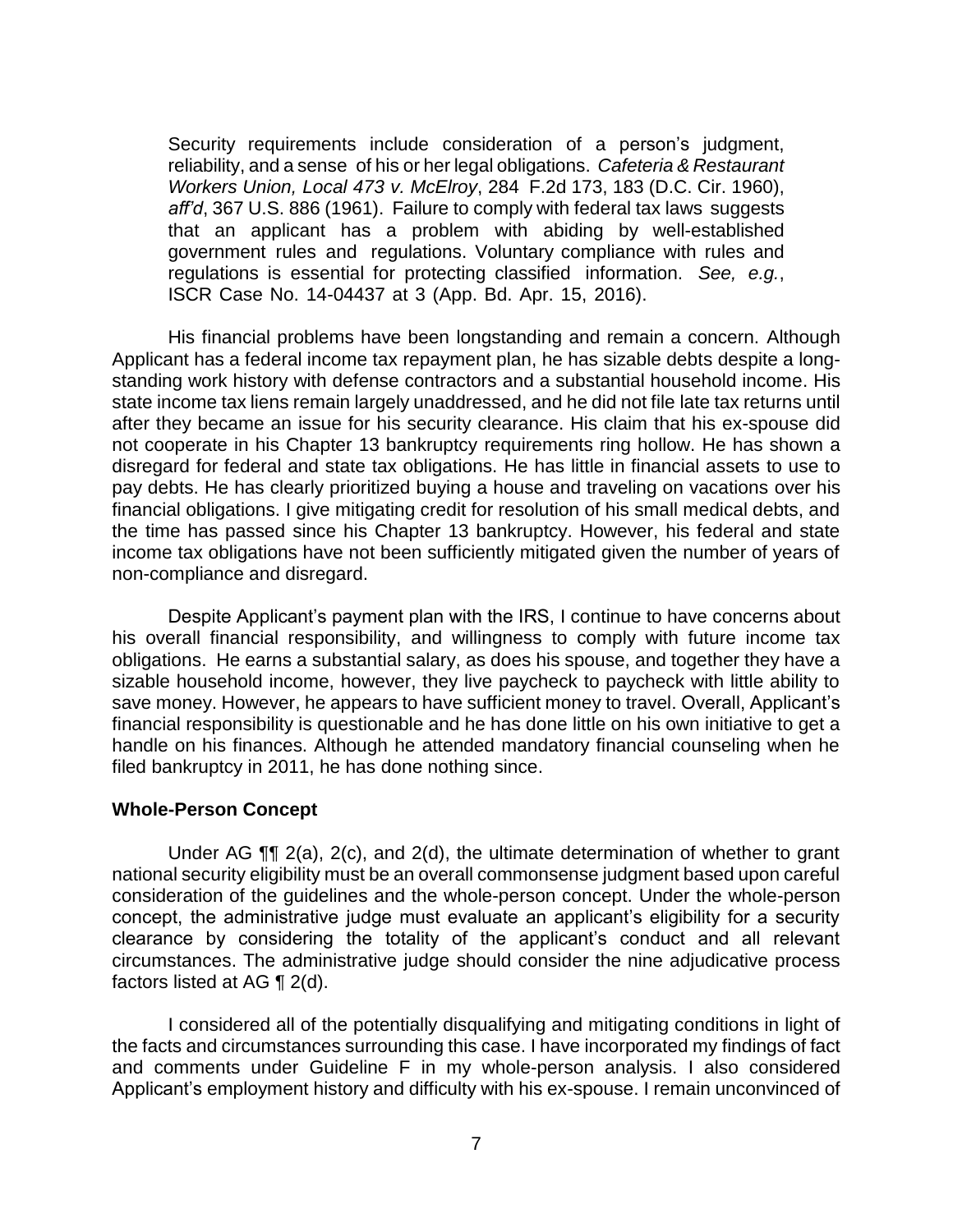> Security requirements include consideration of a person's judgment, reliability, and a sense of his or her legal obligations. *Cafeteria & Restaurant Workers Union, Local 473 v. McElroy*, 284 F.2d 173, 183 (D.C. Cir. 1960), *aff'd*, 367 U.S. 886 (1961). Failure to comply with federal tax laws suggests that an applicant has a problem with abiding by well-established government rules and regulations. Voluntary compliance with rules and regulations is essential for protecting classified information. *See, e.g.*, ISCR Case No. 14-04437 at 3 (App. Bd. Apr. 15, 2016).

His financial problems have been longstanding and remain a concern. Although Applicant has a federal income tax repayment plan, he has sizable debts despite a long-standing work history with defense contractors and a substantial household income. His state income tax liens remain largely unaddressed, and he did not file late tax returns until after they became an issue for his security clearance. His claim that his ex-spouse did not cooperate in his Chapter 13 bankruptcy requirements ring hollow. He has shown a disregard for federal and state tax obligations. He has little in financial assets to use to pay debts. He has clearly prioritized buying a house and traveling on vacations over his financial obligations. I give mitigating credit for resolution of his small medical debts, and the time has passed since his Chapter 13 bankruptcy. However, his federal and state income tax obligations have not been sufficiently mitigated given the number of years of non-compliance and disregard.

Despite Applicant's payment plan with the IRS, I continue to have concerns about his overall financial responsibility, and willingness to comply with future income tax obligations. He earns a substantial salary, as does his spouse, and together they have a sizable household income, however, they live paycheck to paycheck with little ability to save money. However, he appears to have sufficient money to travel. Overall, Applicant's financial responsibility is questionable and he has done little on his own initiative to get a handle on his finances. Although he attended mandatory financial counseling when he filed bankruptcy in 2011, he has done nothing since.

**Whole-Person Concept**

Under AG ¶¶ 2(a), 2(c), and 2(d), the ultimate determination of whether to grant national security eligibility must be an overall commonsense judgment based upon careful consideration of the guidelines and the whole-person concept. Under the whole-person concept, the administrative judge must evaluate an applicant's eligibility for a security clearance by considering the totality of the applicant's conduct and all relevant circumstances. The administrative judge should consider the nine adjudicative process factors listed at AG ¶ 2(d).

I considered all of the potentially disqualifying and mitigating conditions in light of the facts and circumstances surrounding this case. I have incorporated my findings of fact and comments under Guideline F in my whole-person analysis. I also considered Applicant's employment history and difficulty with his ex-spouse. I remain unconvinced of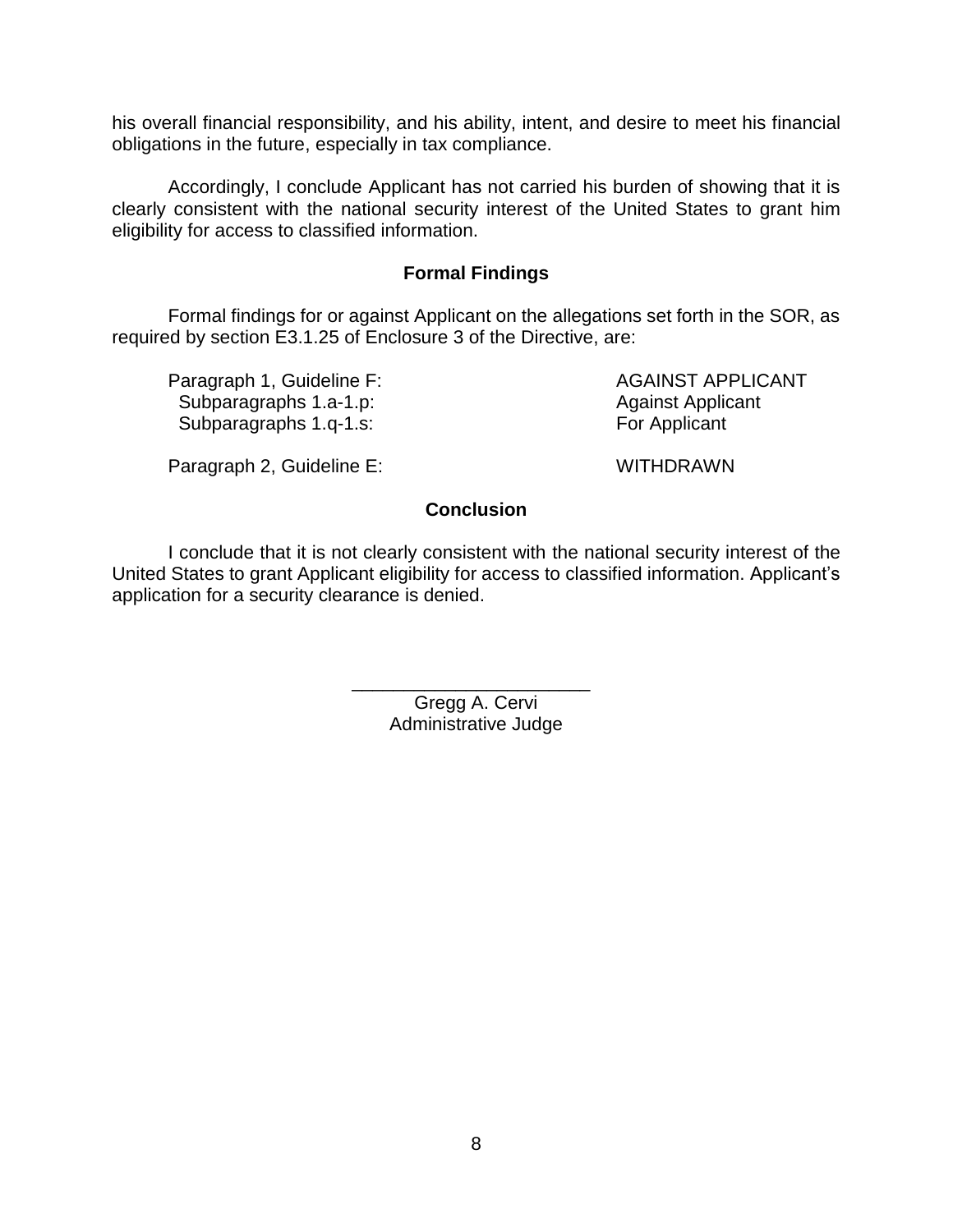his overall financial responsibility, and his ability, intent, and desire to meet his financial obligations in the future, especially in tax compliance.

Accordingly, I conclude Applicant has not carried his burden of showing that it is clearly consistent with the national security interest of the United States to grant him eligibility for access to classified information.

## Formal Findings

Formal findings for or against Applicant on the allegations set forth in the SOR, as required by section E3.1.25 of Enclosure 3 of the Directive, are:

| | |
|---|---|
| Paragraph 1, Guideline F: | AGAINST APPLICANT |
| Subparagraphs 1.a-1.p: | Against Applicant |
| Subparagraphs 1.q-1.s: | For Applicant |
| | |
| Paragraph 2, Guideline E: | WITHDRAWN |

## Conclusion

I conclude that it is not clearly consistent with the national security interest of the United States to grant Applicant eligibility for access to classified information. Applicant's application for a security clearance is denied.

\_\_\_\_\_\_\_\_\_\_\_\_\_\_\_\_\_\_\_\_\_\_\_\_

Gregg A. Cervi
Administrative Judge